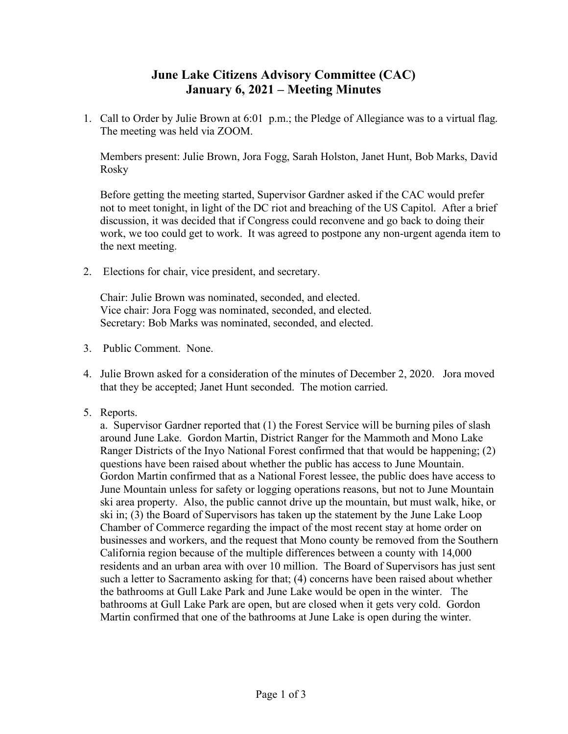# June Lake Citizens Advisory Committee (CAC)
# January 6, 2021 – Meeting Minutes

1. Call to Order by Julie Brown at 6:01 p.m.; the Pledge of Allegiance was to a virtual flag. The meeting was held via ZOOM.

   Members present: Julie Brown, Jora Fogg, Sarah Holston, Janet Hunt, Bob Marks, David Rosky

   Before getting the meeting started, Supervisor Gardner asked if the CAC would prefer not to meet tonight, in light of the DC riot and breaching of the US Capitol. After a brief discussion, it was decided that if Congress could reconvene and go back to doing their work, we too could get to work. It was agreed to postpone any non-urgent agenda item to the next meeting.

2. Elections for chair, vice president, and secretary.

   Chair: Julie Brown was nominated, seconded, and elected.
   Vice chair: Jora Fogg was nominated, seconded, and elected.
   Secretary: Bob Marks was nominated, seconded, and elected.

3. Public Comment. None.

4. Julie Brown asked for a consideration of the minutes of December 2, 2020. Jora moved that they be accepted; Janet Hunt seconded. The motion carried.

5. Reports.
   a. Supervisor Gardner reported that (1) the Forest Service will be burning piles of slash around June Lake. Gordon Martin, District Ranger for the Mammoth and Mono Lake Ranger Districts of the Inyo National Forest confirmed that that would be happening; (2) questions have been raised about whether the public has access to June Mountain. Gordon Martin confirmed that as a National Forest lessee, the public does have access to June Mountain unless for safety or logging operations reasons, but not to June Mountain ski area property. Also, the public cannot drive up the mountain, but must walk, hike, or ski in; (3) the Board of Supervisors has taken up the statement by the June Lake Loop Chamber of Commerce regarding the impact of the most recent stay at home order on businesses and workers, and the request that Mono county be removed from the Southern California region because of the multiple differences between a county with 14,000 residents and an urban area with over 10 million. The Board of Supervisors has just sent such a letter to Sacramento asking for that; (4) concerns have been raised about whether the bathrooms at Gull Lake Park and June Lake would be open in the winter. The bathrooms at Gull Lake Park are open, but are closed when it gets very cold. Gordon Martin confirmed that one of the bathrooms at June Lake is open during the winter.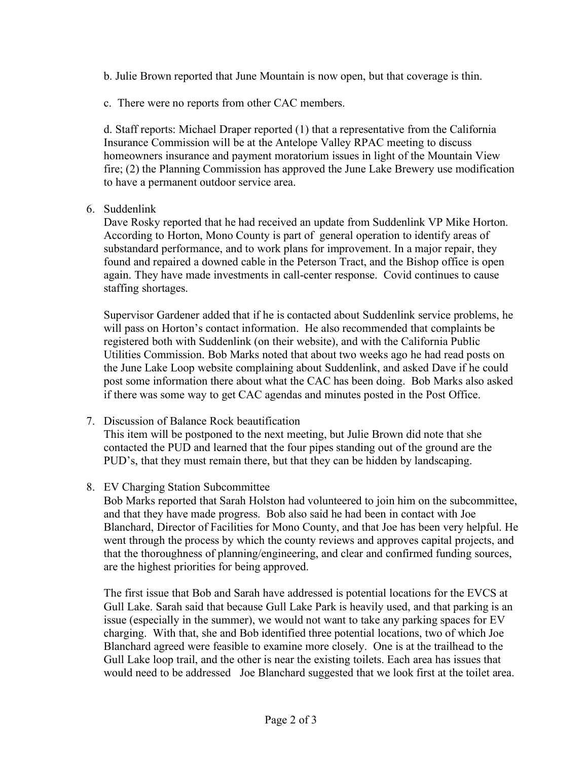b. Julie Brown reported that June Mountain is now open, but that coverage is thin.

c. There were no reports from other CAC members.

d. Staff reports: Michael Draper reported (1) that a representative from the California Insurance Commission will be at the Antelope Valley RPAC meeting to discuss homeowners insurance and payment moratorium issues in light of the Mountain View fire; (2) the Planning Commission has approved the June Lake Brewery use modification to have a permanent outdoor service area.

6. Suddenlink
   Dave Rosky reported that he had received an update from Suddenlink VP Mike Horton. According to Horton, Mono County is part of general operation to identify areas of substandard performance, and to work plans for improvement. In a major repair, they found and repaired a downed cable in the Peterson Tract, and the Bishop office is open again. They have made investments in call-center response. Covid continues to cause staffing shortages.

   Supervisor Gardener added that if he is contacted about Suddenlink service problems, he will pass on Horton's contact information. He also recommended that complaints be registered both with Suddenlink (on their website), and with the California Public Utilities Commission. Bob Marks noted that about two weeks ago he had read posts on the June Lake Loop website complaining about Suddenlink, and asked Dave if he could post some information there about what the CAC has been doing. Bob Marks also asked if there was some way to get CAC agendas and minutes posted in the Post Office.

7. Discussion of Balance Rock beautification
   This item will be postponed to the next meeting, but Julie Brown did note that she contacted the PUD and learned that the four pipes standing out of the ground are the PUD's, that they must remain there, but that they can be hidden by landscaping.

8. EV Charging Station Subcommittee
   Bob Marks reported that Sarah Holston had volunteered to join him on the subcommittee, and that they have made progress. Bob also said he had been in contact with Joe Blanchard, Director of Facilities for Mono County, and that Joe has been very helpful. He went through the process by which the county reviews and approves capital projects, and that the thoroughness of planning/engineering, and clear and confirmed funding sources, are the highest priorities for being approved.

   The first issue that Bob and Sarah have addressed is potential locations for the EVCS at Gull Lake. Sarah said that because Gull Lake Park is heavily used, and that parking is an issue (especially in the summer), we would not want to take any parking spaces for EV charging. With that, she and Bob identified three potential locations, two of which Joe Blanchard agreed were feasible to examine more closely. One is at the trailhead to the Gull Lake loop trail, and the other is near the existing toilets. Each area has issues that would need to be addressed Joe Blanchard suggested that we look first at the toilet area.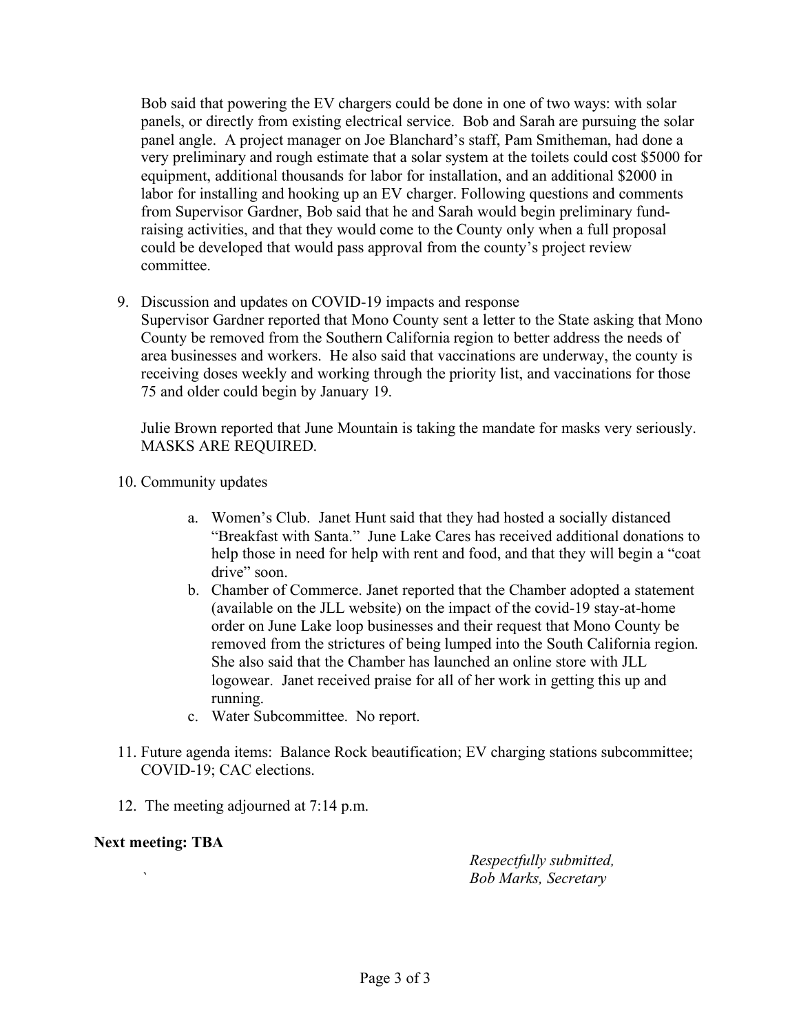Bob said that powering the EV chargers could be done in one of two ways: with solar panels, or directly from existing electrical service. Bob and Sarah are pursuing the solar panel angle. A project manager on Joe Blanchard's staff, Pam Smitheman, had done a very preliminary and rough estimate that a solar system at the toilets could cost $5000 for equipment, additional thousands for labor for installation, and an additional $2000 in labor for installing and hooking up an EV charger. Following questions and comments from Supervisor Gardner, Bob said that he and Sarah would begin preliminary fund-raising activities, and that they would come to the County only when a full proposal could be developed that would pass approval from the county's project review committee.

9. Discussion and updates on COVID-19 impacts and response
   Supervisor Gardner reported that Mono County sent a letter to the State asking that Mono County be removed from the Southern California region to better address the needs of area businesses and workers. He also said that vaccinations are underway, the county is receiving doses weekly and working through the priority list, and vaccinations for those 75 and older could begin by January 19.

   Julie Brown reported that June Mountain is taking the mandate for masks very seriously. MASKS ARE REQUIRED.

10. Community updates
    a. Women's Club. Janet Hunt said that they had hosted a socially distanced "Breakfast with Santa." June Lake Cares has received additional donations to help those in need for help with rent and food, and that they will begin a "coat drive" soon.
    b. Chamber of Commerce. Janet reported that the Chamber adopted a statement (available on the JLL website) on the impact of the covid-19 stay-at-home order on June Lake loop businesses and their request that Mono County be removed from the strictures of being lumped into the South California region. She also said that the Chamber has launched an online store with JLL logowear. Janet received praise for all of her work in getting this up and running.
    c. Water Subcommittee. No report.

11. Future agenda items: Balance Rock beautification; EV charging stations subcommittee; COVID-19; CAC elections.

12. The meeting adjourned at 7:14 p.m.

**Next meeting: TBA**

*Respectfully submitted,*
*Bob Marks, Secretary*